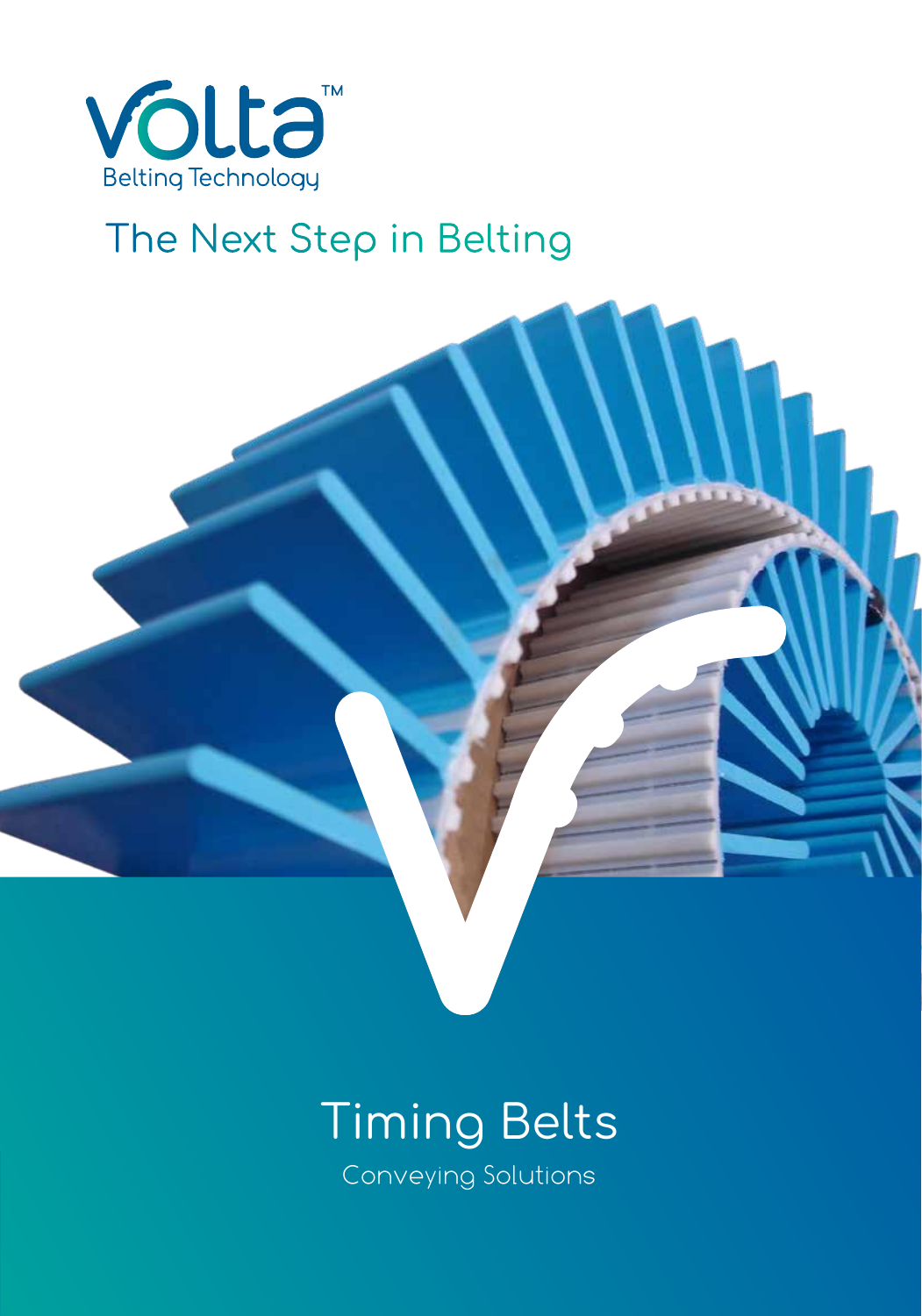Volta™

Belting Technology

The Next Step in Belting

# Timing Belts

Conveying Solutions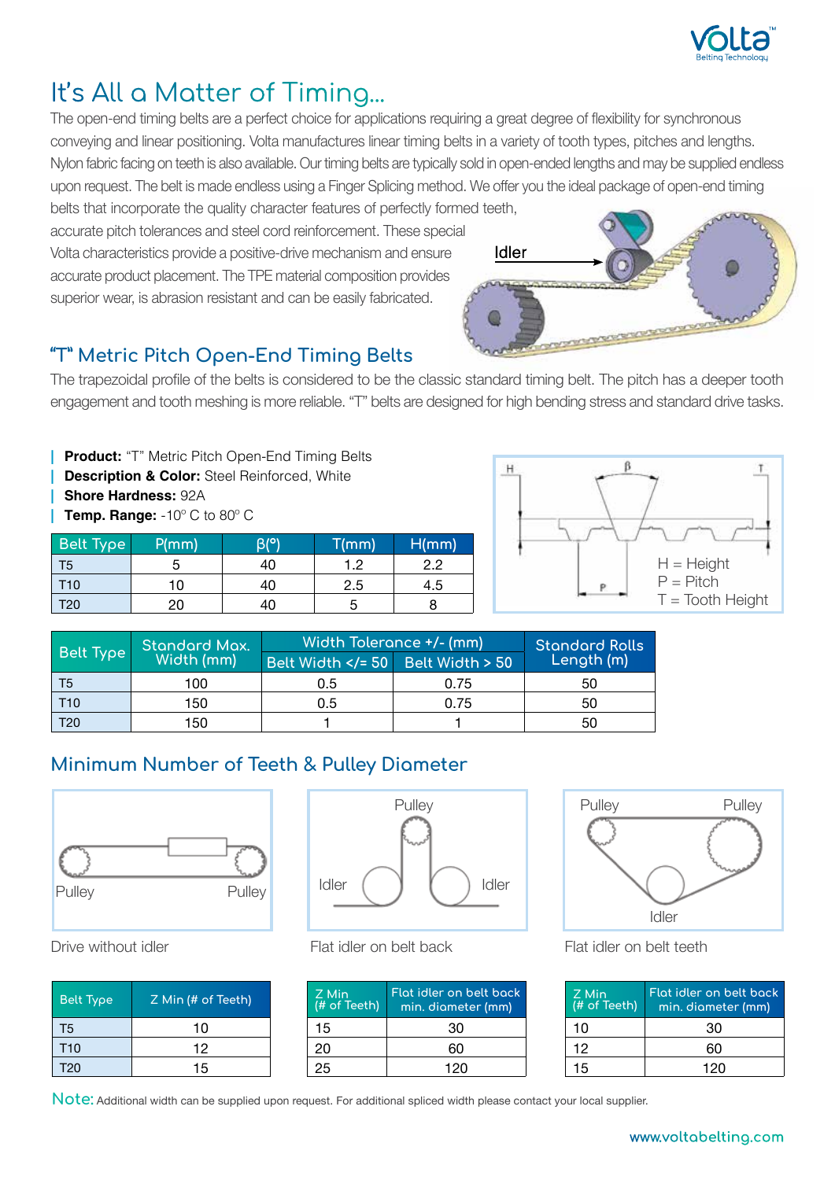# It's All a Matter of Timing...

The open-end timing belts are a perfect choice for applications requiring a great degree of flexibility for synchronous conveying and linear positioning. Volta manufactures linear timing belts in a variety of tooth types, pitches and lengths. Nylon fabric facing on teeth is also available. Our timing belts are typically sold in open-ended lengths and may be supplied endless upon request. The belt is made endless using a Finger Splicing method. We offer you the ideal package of open-end timing belts that incorporate the quality character features of perfectly formed teeth, accurate pitch tolerances and steel cord reinforcement. These special Volta characteristics provide a positive-drive mechanism and ensure accurate product placement. The TPE material composition provides superior wear, is abrasion resistant and can be easily fabricated.

Idler

## "T" Metric Pitch Open-End Timing Belts

The trapezoidal profile of the belts is considered to be the classic standard timing belt. The pitch has a deeper tooth engagement and tooth meshing is more reliable. "T" belts are designed for high bending stress and standard drive tasks.

- **Product:** "T" Metric Pitch Open-End Timing Belts
- **Description & Color:** Steel Reinforced, White
- **Shore Hardness:** 92A
- **Temp. Range:** -10° C to 80° C

| Belt Type | P(mm) | β(°) | T(mm) | H(mm) |
|---|---|---|---|---|
| T5 | 5 | 40 | 1.2 | 2.2 |
| T10 | 10 | 40 | 2.5 | 4.5 |
| T20 | 20 | 40 | 5 | 8 |

H = Height
P = Pitch
T = Tooth Height

| Belt Type | Standard Max. Width (mm) | Width Tolerance +/- (mm) | | Standard Rolls Length (m) |
|---|---|---|---|---|
| | | Belt Width </= 50 | Belt Width > 50 | |
| T5 | 100 | 0.5 | 0.75 | 50 |
| T10 | 150 | 0.5 | 0.75 | 50 |
| T20 | 150 | 1 | 1 | 50 |

## Minimum Number of Teeth & Pulley Diameter

Drive without idler

Flat idler on belt back

Flat idler on belt teeth

| Belt Type | Z Min (# of Teeth) |
|---|---|
| T5 | 10 |
| T10 | 12 |
| T20 | 15 |

| Z Min (# of Teeth) | Flat idler on belt back min. diameter (mm) |
|---|---|
| 15 | 30 |
| 20 | 60 |
| 25 | 120 |

| Z Min (# of Teeth) | Flat idler on belt back min. diameter (mm) |
|---|---|
| 10 | 30 |
| 12 | 60 |
| 15 | 120 |

Note: Additional width can be supplied upon request. For additional spliced width please contact your local supplier.

www.voltabelting.com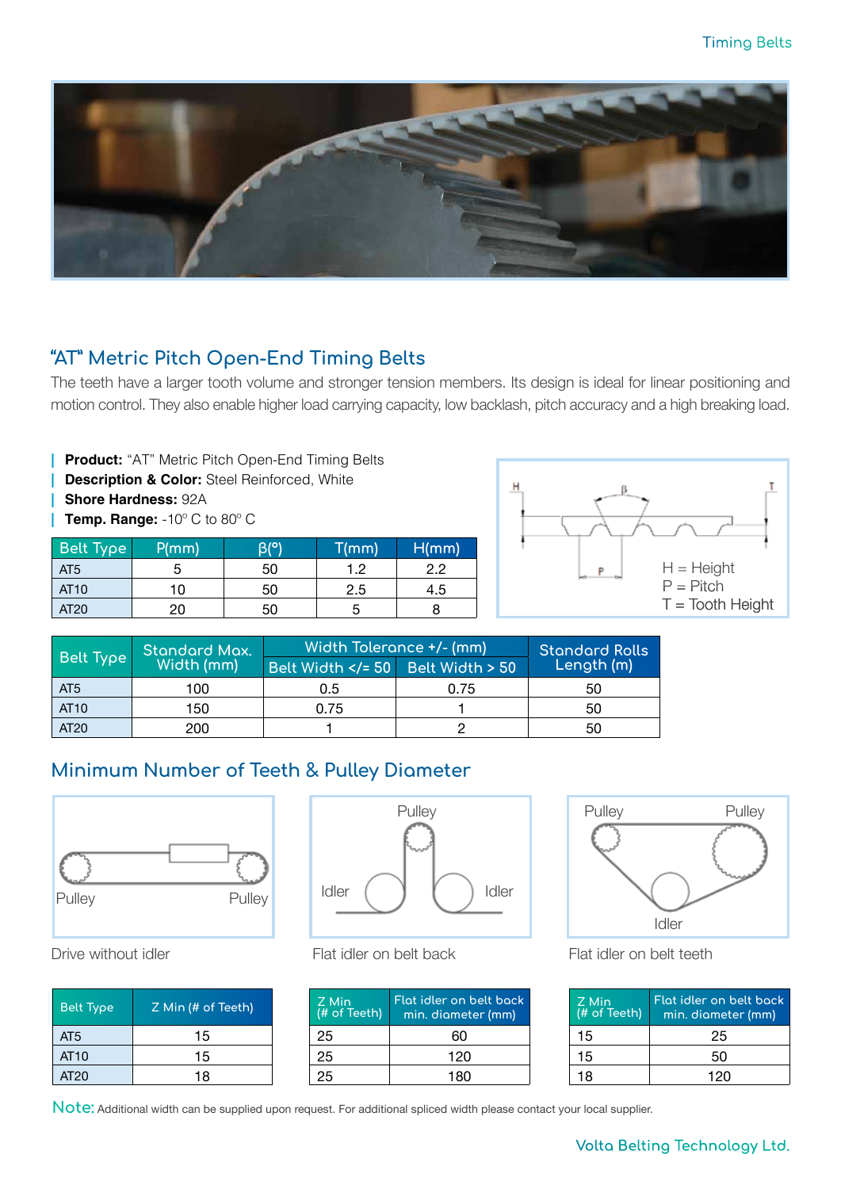## "AT" Metric Pitch Open-End Timing Belts

The teeth have a larger tooth volume and stronger tension members. Its design is ideal for linear positioning and motion control. They also enable higher load carrying capacity, low backlash, pitch accuracy and a high breaking load.

- **Product:** "AT" Metric Pitch Open-End Timing Belts
- **Description & Color:** Steel Reinforced, White
- **Shore Hardness:** 92A
- **Temp. Range:** -10° C to 80° C

| Belt Type | P(mm) | β(°) | T(mm) | H(mm) |
|---|---|---|---|---|
| AT5 | 5 | 50 | 1.2 | 2.2 |
| AT10 | 10 | 50 | 2.5 | 4.5 |
| AT20 | 20 | 50 | 5 | 8 |

H = Height
P = Pitch
T = Tooth Height

| Belt Type | Standard Max. Width (mm) | Width Tolerance +/- (mm) | | Standard Rolls Length (m) |
|---|---|---|---|---|
| | | Belt Width </= 50 | Belt Width > 50 | |
| AT5 | 100 | 0.5 | 0.75 | 50 |
| AT10 | 150 | 0.75 | 1 | 50 |
| AT20 | 200 | 1 | 2 | 50 |

## Minimum Number of Teeth & Pulley Diameter

Drive without idler

| Belt Type | Z Min (# of Teeth) |
|---|---|
| AT5 | 15 |
| AT10 | 15 |
| AT20 | 18 |

Flat idler on belt back

| Z Min (# of Teeth) | Flat idler on belt back min. diameter (mm) |
|---|---|
| 25 | 60 |
| 25 | 120 |
| 25 | 180 |

Flat idler on belt teeth

| Z Min (# of Teeth) | Flat idler on belt back min. diameter (mm) |
|---|---|
| 15 | 25 |
| 15 | 50 |
| 18 | 120 |

**Note:** Additional width can be supplied upon request. For additional spliced width please contact your local supplier.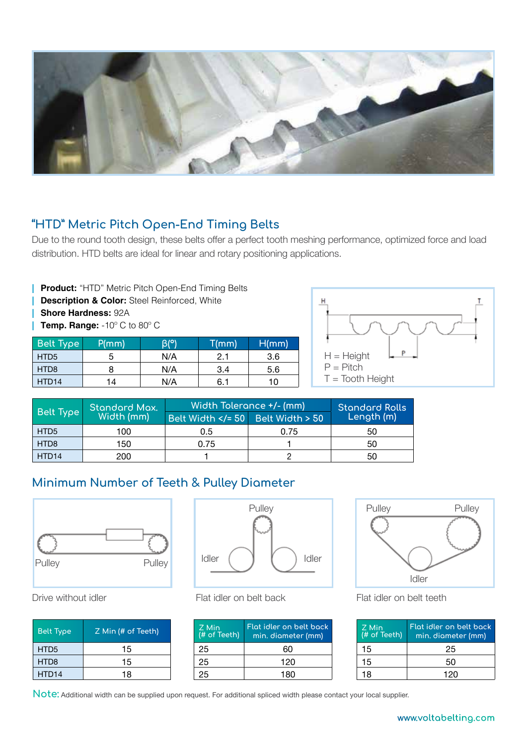## "HTD" Metric Pitch Open-End Timing Belts

Due to the round tooth design, these belts offer a perfect tooth meshing performance, optimized force and load distribution. HTD belts are ideal for linear and rotary positioning applications.

- **Product:** "HTD" Metric Pitch Open-End Timing Belts
- **Description & Color:** Steel Reinforced, White
- **Shore Hardness:** 92A
- **Temp. Range:** -10° C to 80° C

| Belt Type | P(mm) | β(°) | T(mm) | H(mm) |
|---|---|---|---|---|
| HTD5 | 5 | N/A | 2.1 | 3.6 |
| HTD8 | 8 | N/A | 3.4 | 5.6 |
| HTD14 | 14 | N/A | 6.1 | 10 |

H = Height
P = Pitch
T = Tooth Height

| Belt Type | Standard Max. Width (mm) | Width Tolerance +/- (mm) | | Standard Rolls Length (m) |
|---|---|---|---|---|
| | | Belt Width </= 50 | Belt Width > 50 | |
| HTD5 | 100 | 0.5 | 0.75 | 50 |
| HTD8 | 150 | 0.75 | 1 | 50 |
| HTD14 | 200 | 1 | 2 | 50 |

## Minimum Number of Teeth & Pulley Diameter

Drive without idler

| Belt Type | Z Min (# of Teeth) |
|---|---|
| HTD5 | 15 |
| HTD8 | 15 |
| HTD14 | 18 |

Flat idler on belt back

| Z Min (# of Teeth) | Flat idler on belt back min. diameter (mm) |
|---|---|
| 25 | 60 |
| 25 | 120 |
| 25 | 180 |

Flat idler on belt teeth

| Z Min (# of Teeth) | Flat idler on belt back min. diameter (mm) |
|---|---|
| 15 | 25 |
| 15 | 50 |
| 18 | 120 |

Note: Additional width can be supplied upon request. For additional spliced width please contact your local supplier.

www.voltabelting.com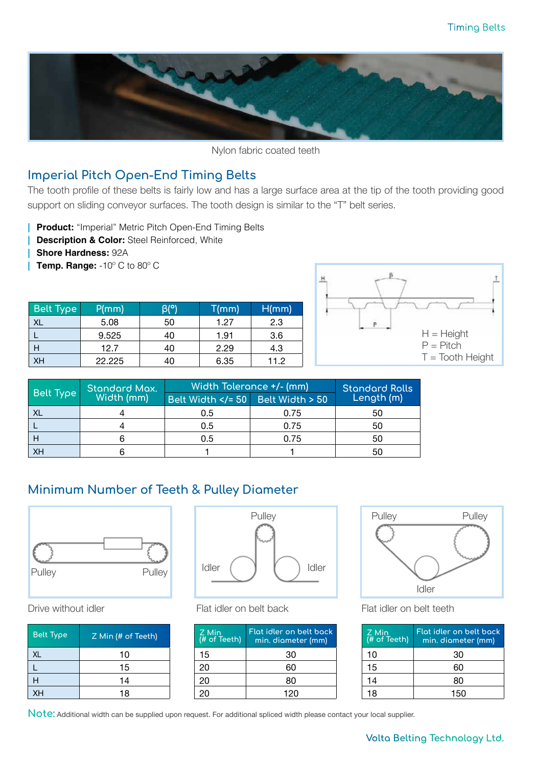Nylon fabric coated teeth

## Imperial Pitch Open-End Timing Belts

The tooth profile of these belts is fairly low and has a large surface area at the tip of the tooth providing good support on sliding conveyor surfaces. The tooth design is similar to the “T” belt series.

- **Product:** “Imperial” Metric Pitch Open-End Timing Belts
- **Description & Color:** Steel Reinforced, White
- **Shore Hardness:** 92A
- **Temp. Range:** -10° C to 80° C

| Belt Type | P(mm) | β(°) | T(mm) | H(mm) |
|---|---|---|---|---|
| XL | 5.08 | 50 | 1.27 | 2.3 |
| L | 9.525 | 40 | 1.91 | 3.6 |
| H | 12.7 | 40 | 2.29 | 4.3 |
| XH | 22.225 | 40 | 6.35 | 11.2 |

H = Height
P = Pitch
T = Tooth Height

| Belt Type | Standard Max. Width (mm) | Width Tolerance +/- (mm) | | Standard Rolls Length (m) |
|---|---|---|---|---|
| | | Belt Width </= 50 | Belt Width > 50 | |
| XL | 4 | 0.5 | 0.75 | 50 |
| L | 4 | 0.5 | 0.75 | 50 |
| H | 6 | 0.5 | 0.75 | 50 |
| XH | 6 | 1 | 1 | 50 |

## Minimum Number of Teeth & Pulley Diameter

Drive without idler

| Belt Type | Z Min (# of Teeth) |
|---|---|
| XL | 10 |
| L | 15 |
| H | 14 |
| XH | 18 |

Flat idler on belt back

| Z Min (# of Teeth) | Flat idler on belt back min. diameter (mm) |
|---|---|
| 15 | 30 |
| 20 | 60 |
| 20 | 80 |
| 20 | 120 |

Flat idler on belt teeth

| Z Min (# of Teeth) | Flat idler on belt back min. diameter (mm) |
|---|---|
| 10 | 30 |
| 15 | 60 |
| 14 | 80 |
| 18 | 150 |

Note: Additional width can be supplied upon request. For additional spliced width please contact your local supplier.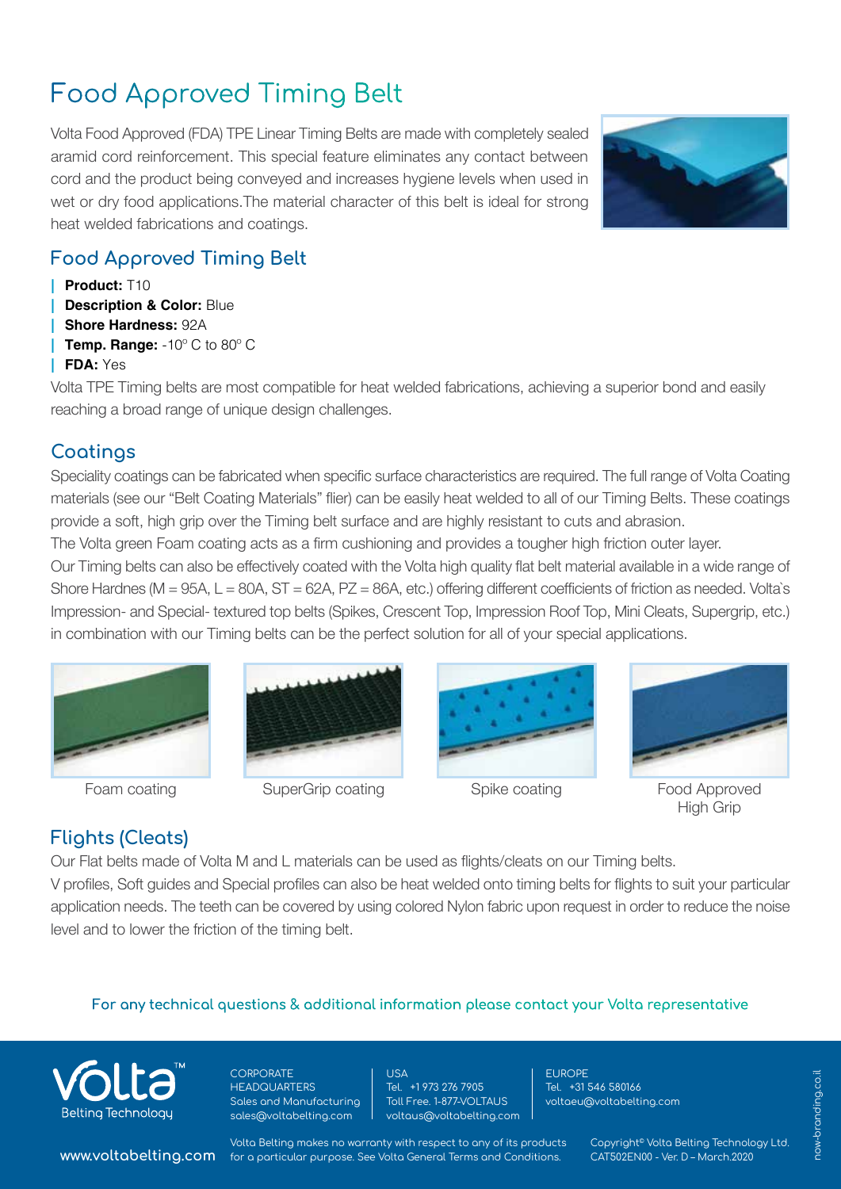# Food Approved Timing Belt

Volta Food Approved (FDA) TPE Linear Timing Belts are made with completely sealed aramid cord reinforcement. This special feature eliminates any contact between cord and the product being conveyed and increases hygiene levels when used in wet or dry food applications.The material character of this belt is ideal for strong heat welded fabrications and coatings.

## Food Approved Timing Belt

- **Product:** T10
- **Description & Color:** Blue
- **Shore Hardness:** 92A
- **Temp. Range:** -10° C to 80° C
- **FDA:** Yes

Volta TPE Timing belts are most compatible for heat welded fabrications, achieving a superior bond and easily reaching a broad range of unique design challenges.

## Coatings

Speciality coatings can be fabricated when specific surface characteristics are required. The full range of Volta Coating materials (see our "Belt Coating Materials" flier) can be easily heat welded to all of our Timing Belts. These coatings provide a soft, high grip over the Timing belt surface and are highly resistant to cuts and abrasion.

The Volta green Foam coating acts as a firm cushioning and provides a tougher high friction outer layer.

Our Timing belts can also be effectively coated with the Volta high quality flat belt material available in a wide range of Shore Hardnes (M = 95A, L = 80A, ST = 62A, PZ = 86A, etc.) offering different coefficients of friction as needed. Volta`s Impression- and Special- textured top belts (Spikes, Crescent Top, Impression Roof Top, Mini Cleats, Supergrip, etc.) in combination with our Timing belts can be the perfect solution for all of your special applications.

Foam coating

SuperGrip coating

Spike coating

Food Approved High Grip

## Flights (Cleats)

Our Flat belts made of Volta M and L materials can be used as flights/cleats on our Timing belts.

V profiles, Soft guides and Special profiles can also be heat welded onto timing belts for flights to suit your particular application needs. The teeth can be covered by using colored Nylon fabric upon request in order to reduce the noise level and to lower the friction of the timing belt.

**For any technical questions & additional information please contact your Volta representative**

Volta™ Belting Technology

CORPORATE HEADQUARTERS
Sales and Manufacturing
sales@voltabelting.com

USA
Tel. +1 973 276 7905
Toll Free. 1-877-VOLTAUS
voltaus@voltabelting.com

EUROPE
Tel. +31 546 580166
voltaeu@voltabelting.com

www.voltabelting.com

Volta Belting makes no warranty with respect to any of its products for a particular purpose. See Volta General Terms and Conditions.

Copyright© Volta Belting Technology Ltd.
CAT502EN00 - Ver. D – March.2020

now-branding.co.il